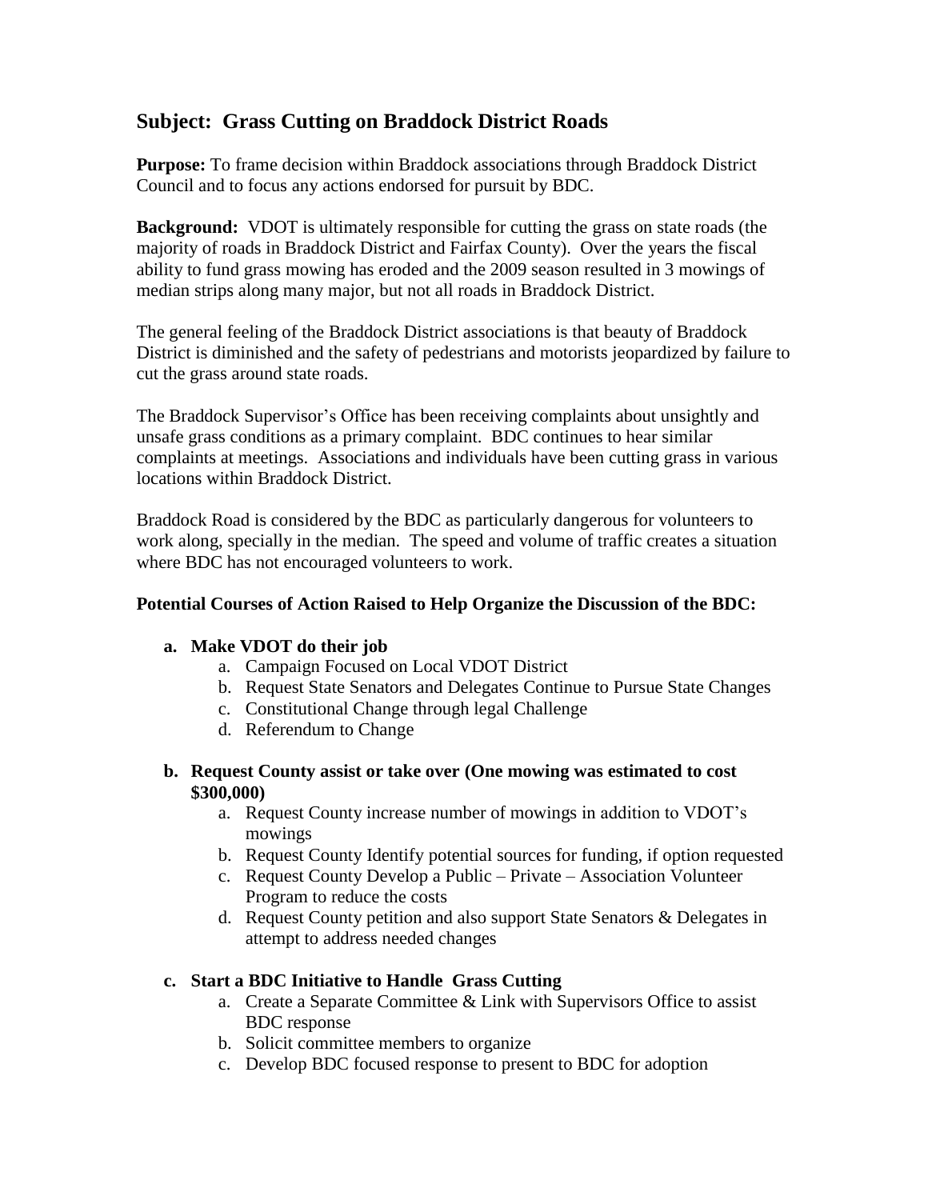## Subject: Grass Cutting on Braddock District Roads

**Purpose:** To frame decision within Braddock associations through Braddock District Council and to focus any actions endorsed for pursuit by BDC.

**Background:** VDOT is ultimately responsible for cutting the grass on state roads (the majority of roads in Braddock District and Fairfax County). Over the years the fiscal ability to fund grass mowing has eroded and the 2009 season resulted in 3 mowings of median strips along many major, but not all roads in Braddock District.

The general feeling of the Braddock District associations is that beauty of Braddock District is diminished and the safety of pedestrians and motorists jeopardized by failure to cut the grass around state roads.

The Braddock Supervisor's Office has been receiving complaints about unsightly and unsafe grass conditions as a primary complaint. BDC continues to hear similar complaints at meetings. Associations and individuals have been cutting grass in various locations within Braddock District.

Braddock Road is considered by the BDC as particularly dangerous for volunteers to work along, specially in the median. The speed and volume of traffic creates a situation where BDC has not encouraged volunteers to work.

**Potential Courses of Action Raised to Help Organize the Discussion of the BDC:**

- **a. Make VDOT do their job**
  - a. Campaign Focused on Local VDOT District
  - b. Request State Senators and Delegates Continue to Pursue State Changes
  - c. Constitutional Change through legal Challenge
  - d. Referendum to Change

- **b. Request County assist or take over (One mowing was estimated to cost $300,000)**
  - a. Request County increase number of mowings in addition to VDOT's mowings
  - b. Request County Identify potential sources for funding, if option requested
  - c. Request County Develop a Public – Private – Association Volunteer Program to reduce the costs
  - d. Request County petition and also support State Senators & Delegates in attempt to address needed changes

- **c. Start a BDC Initiative to Handle Grass Cutting**
  - a. Create a Separate Committee & Link with Supervisors Office to assist BDC response
  - b. Solicit committee members to organize
  - c. Develop BDC focused response to present to BDC for adoption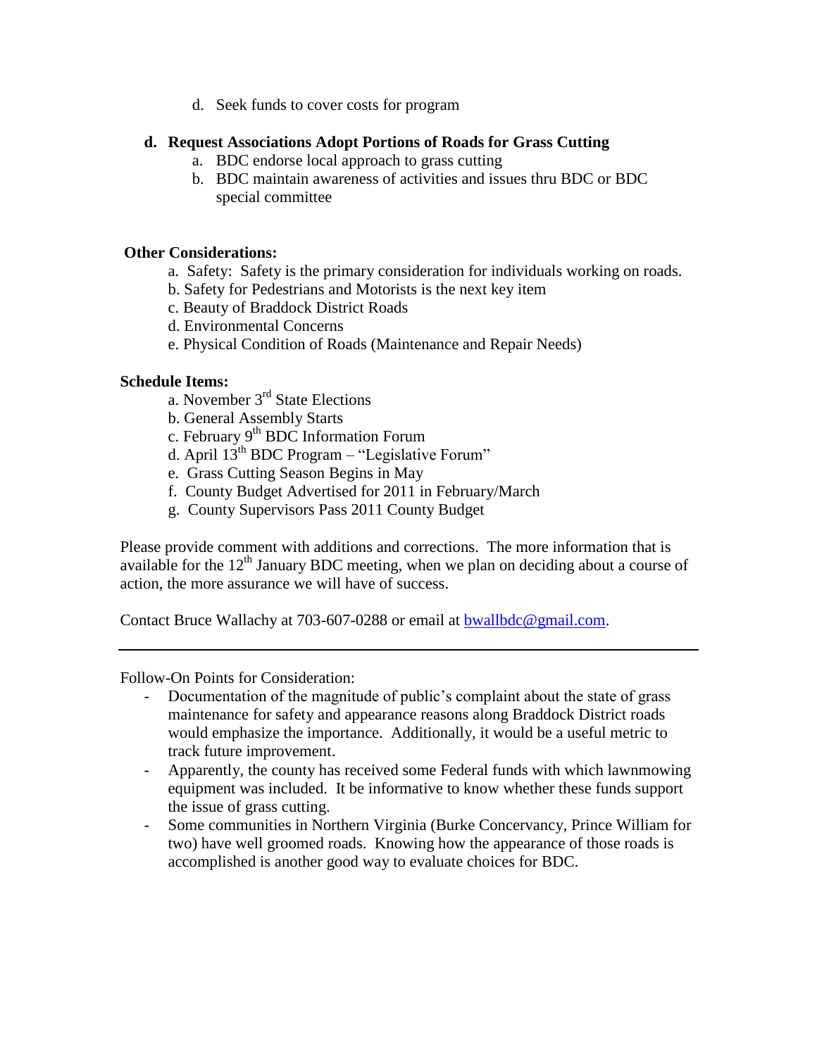d. Seek funds to cover costs for program

**d. Request Associations Adopt Portions of Roads for Grass Cutting**

a. BDC endorse local approach to grass cutting
b. BDC maintain awareness of activities and issues thru BDC or BDC special committee

**Other Considerations:**

a. Safety: Safety is the primary consideration for individuals working on roads.
b. Safety for Pedestrians and Motorists is the next key item
c. Beauty of Braddock District Roads
d. Environmental Concerns
e. Physical Condition of Roads (Maintenance and Repair Needs)

**Schedule Items:**

a. November 3rd State Elections
b. General Assembly Starts
c. February 9th BDC Information Forum
d. April 13th BDC Program – "Legislative Forum"
e. Grass Cutting Season Begins in May
f. County Budget Advertised for 2011 in February/March
g. County Supervisors Pass 2011 County Budget

Please provide comment with additions and corrections. The more information that is available for the 12th January BDC meeting, when we plan on deciding about a course of action, the more assurance we will have of success.

Contact Bruce Wallachy at 703-607-0288 or email at bwallbdc@gmail.com.

---

Follow-On Points for Consideration:

- Documentation of the magnitude of public's complaint about the state of grass maintenance for safety and appearance reasons along Braddock District roads would emphasize the importance. Additionally, it would be a useful metric to track future improvement.
- Apparently, the county has received some Federal funds with which lawnmowing equipment was included. It be informative to know whether these funds support the issue of grass cutting.
- Some communities in Northern Virginia (Burke Concervancy, Prince William for two) have well groomed roads. Knowing how the appearance of those roads is accomplished is another good way to evaluate choices for BDC.